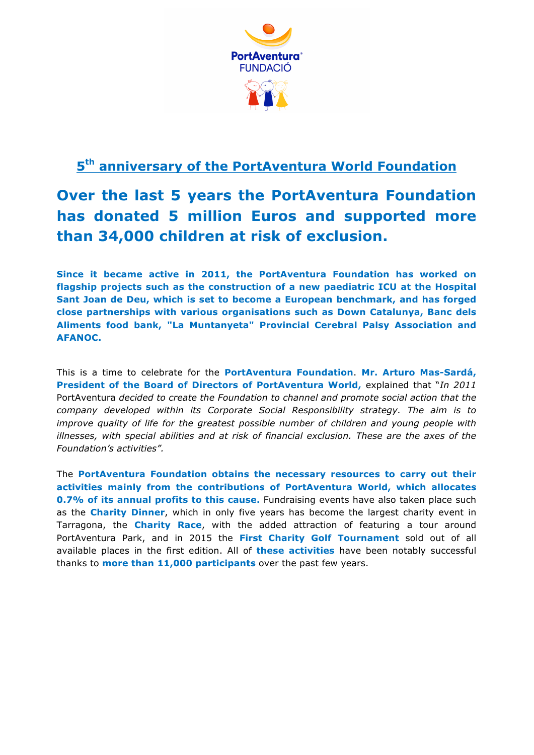## 5th anniversary of the PortAventura World Foundation

# Over the last 5 years the PortAventura Foundation has donated 5 million Euros and supported more than 34,000 children at risk of exclusion.

**Since it became active in 2011, the PortAventura Foundation has worked on flagship projects such as the construction of a new paediatric ICU at the Hospital Sant Joan de Deu, which is set to become a European benchmark, and has forged close partnerships with various organisations such as Down Catalunya, Banc dels Aliments food bank, "La Muntanyeta" Provincial Cerebral Palsy Association and AFANOC.**

This is a time to celebrate for the **PortAventura Foundation**. **Mr. Arturo Mas-Sardá, President of the Board of Directors of PortAventura World,** explained that "*In 2011* PortAventura *decided to create the Foundation to channel and promote social action that the company developed within its Corporate Social Responsibility strategy. The aim is to improve quality of life for the greatest possible number of children and young people with illnesses, with special abilities and at risk of financial exclusion. These are the axes of the Foundation's activities".*

The **PortAventura Foundation obtains the necessary resources to carry out their activities mainly from the contributions of PortAventura World, which allocates 0.7% of its annual profits to this cause.** Fundraising events have also taken place such as the **Charity Dinner**, which in only five years has become the largest charity event in Tarragona, the **Charity Race**, with the added attraction of featuring a tour around PortAventura Park, and in 2015 the **First Charity Golf Tournament** sold out of all available places in the first edition. All of **these activities** have been notably successful thanks to **more than 11,000 participants** over the past few years.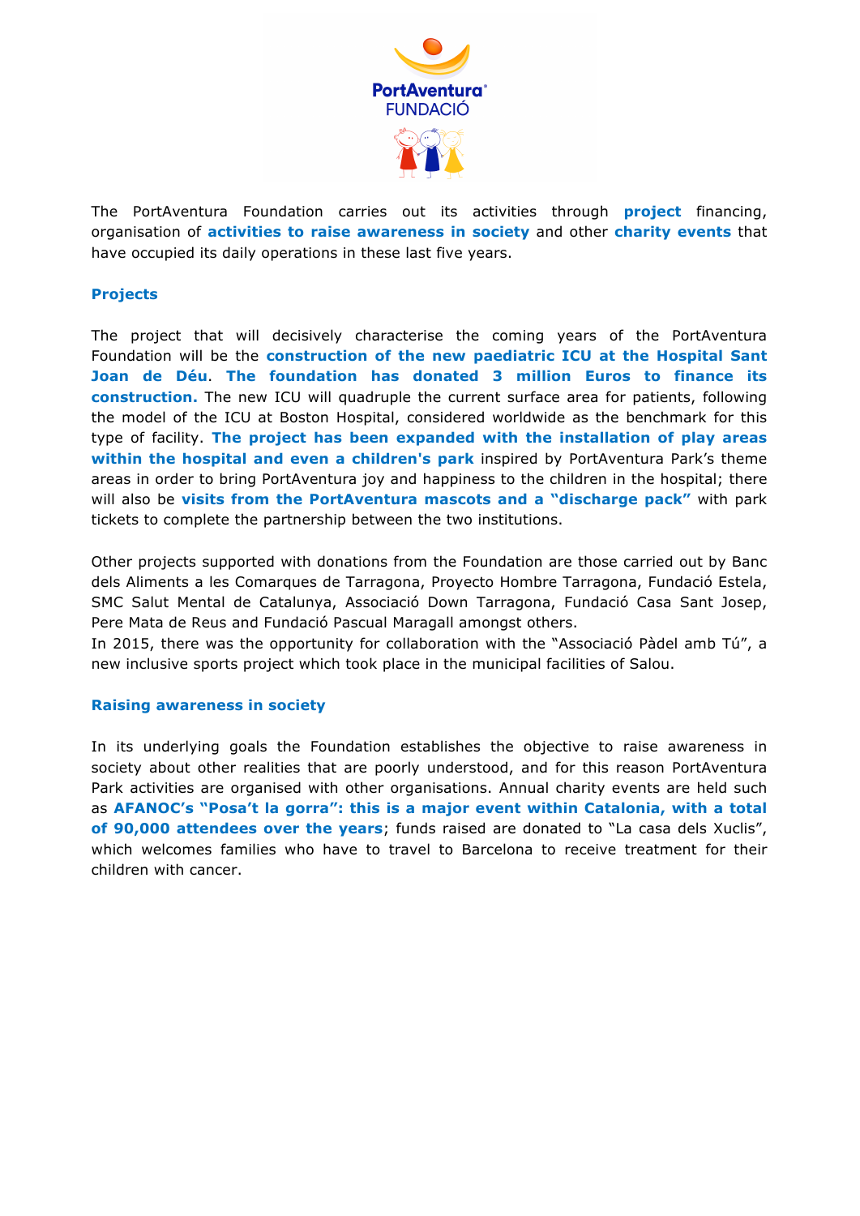The PortAventura Foundation carries out its activities through **project** financing, organisation of **activities to raise awareness in society** and other **charity events** that have occupied its daily operations in these last five years.

## Projects

The project that will decisively characterise the coming years of the PortAventura Foundation will be the **construction of the new paediatric ICU at the Hospital Sant Joan de Déu**. **The foundation has donated 3 million Euros to finance its construction.** The new ICU will quadruple the current surface area for patients, following the model of the ICU at Boston Hospital, considered worldwide as the benchmark for this type of facility. **The project has been expanded with the installation of play areas within the hospital and even a children's park** inspired by PortAventura Park's theme areas in order to bring PortAventura joy and happiness to the children in the hospital; there will also be **visits from the PortAventura mascots and a "discharge pack"** with park tickets to complete the partnership between the two institutions.

Other projects supported with donations from the Foundation are those carried out by Banc dels Aliments a les Comarques de Tarragona, Proyecto Hombre Tarragona, Fundació Estela, SMC Salut Mental de Catalunya, Associació Down Tarragona, Fundació Casa Sant Josep, Pere Mata de Reus and Fundació Pascual Maragall amongst others.
In 2015, there was the opportunity for collaboration with the "Associació Pàdel amb Tú", a new inclusive sports project which took place in the municipal facilities of Salou.

## Raising awareness in society

In its underlying goals the Foundation establishes the objective to raise awareness in society about other realities that are poorly understood, and for this reason PortAventura Park activities are organised with other organisations. Annual charity events are held such as **AFANOC's "Posa't la gorra": this is a major event within Catalonia, with a total of 90,000 attendees over the years**; funds raised are donated to "La casa dels Xuclis", which welcomes families who have to travel to Barcelona to receive treatment for their children with cancer.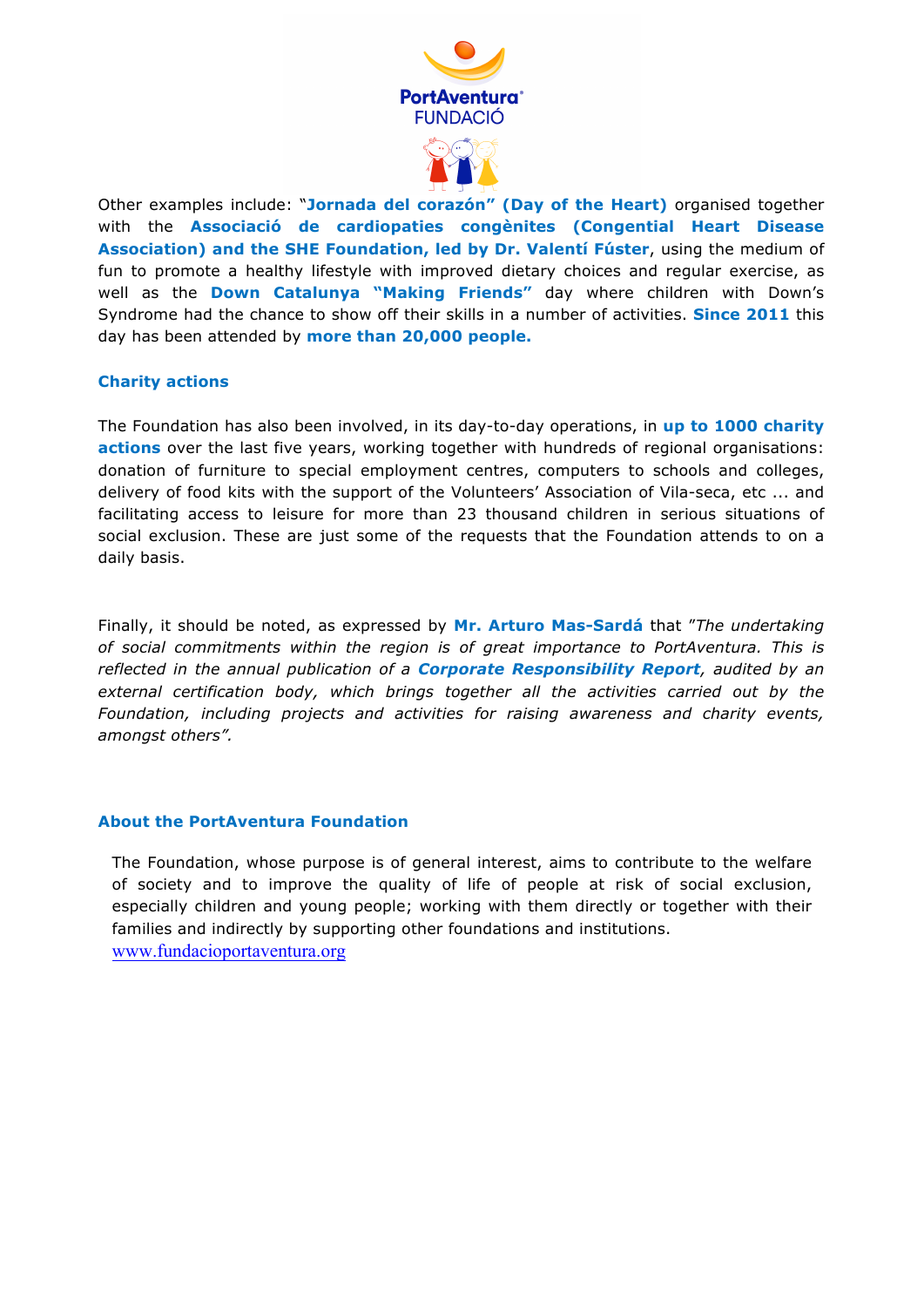Other examples include: "**Jornada del corazón" (Day of the Heart)** organised together with the **Associació de cardiopaties congènites (Congential Heart Disease Association) and the SHE Foundation, led by Dr. Valentí Fúster**, using the medium of fun to promote a healthy lifestyle with improved dietary choices and regular exercise, as well as the **Down Catalunya "Making Friends"** day where children with Down's Syndrome had the chance to show off their skills in a number of activities. **Since 2011** this day has been attended by **more than 20,000 people.**

### Charity actions

The Foundation has also been involved, in its day-to-day operations, in **up to 1000 charity actions** over the last five years, working together with hundreds of regional organisations: donation of furniture to special employment centres, computers to schools and colleges, delivery of food kits with the support of the Volunteers' Association of Vila-seca, etc ... and facilitating access to leisure for more than 23 thousand children in serious situations of social exclusion. These are just some of the requests that the Foundation attends to on a daily basis.

Finally, it should be noted, as expressed by **Mr. Arturo Mas-Sardá** that "*The undertaking of social commitments within the region is of great importance to PortAventura. This is reflected in the annual publication of a **Corporate Responsibility Report**, audited by an external certification body, which brings together all the activities carried out by the Foundation, including projects and activities for raising awareness and charity events, amongst others".*

### About the PortAventura Foundation

The Foundation, whose purpose is of general interest, aims to contribute to the welfare of society and to improve the quality of life of people at risk of social exclusion, especially children and young people; working with them directly or together with their families and indirectly by supporting other foundations and institutions.
www.fundacioportaventura.org